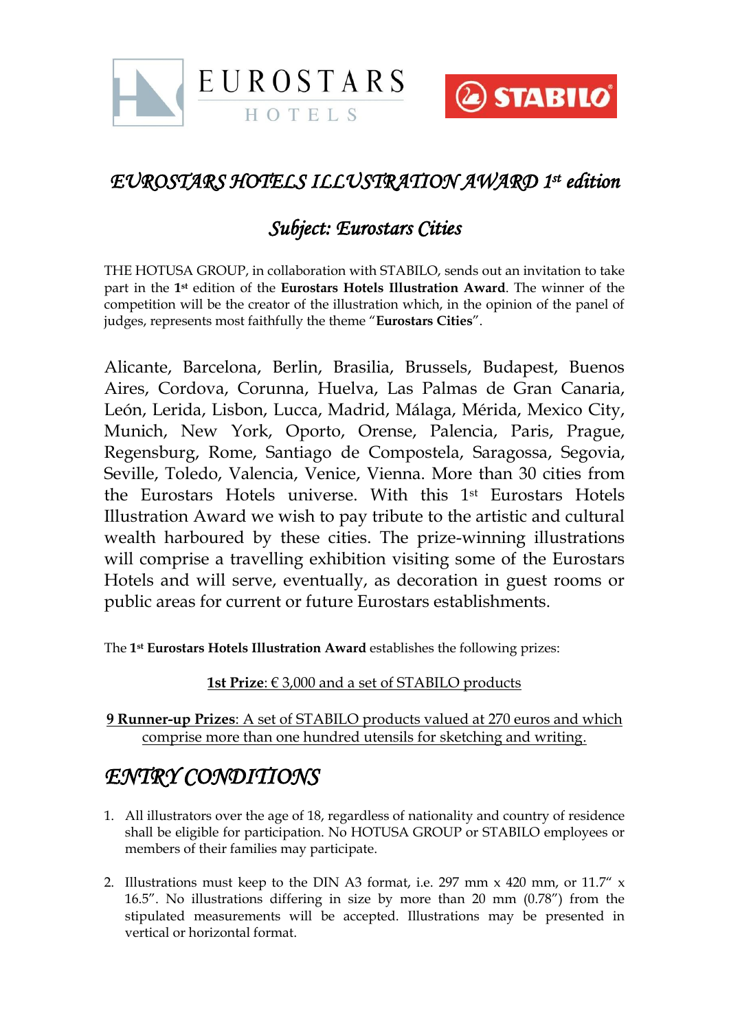EUROSTARS HOTELS

STABILO

# EUROSTARS HOTELS ILLUSTRATION AWARD 1st edition

## Subject: Eurostars Cities

THE HOTUSA GROUP, in collaboration with STABILO, sends out an invitation to take part in the **1st** edition of the **Eurostars Hotels Illustration Award**. The winner of the competition will be the creator of the illustration which, in the opinion of the panel of judges, represents most faithfully the theme "**Eurostars Cities**".

Alicante, Barcelona, Berlin, Brasilia, Brussels, Budapest, Buenos Aires, Cordova, Corunna, Huelva, Las Palmas de Gran Canaria, León, Lerida, Lisbon, Lucca, Madrid, Málaga, Mérida, Mexico City, Munich, New York, Oporto, Orense, Palencia, Paris, Prague, Regensburg, Rome, Santiago de Compostela, Saragossa, Segovia, Seville, Toledo, Valencia, Venice, Vienna. More than 30 cities from the Eurostars Hotels universe. With this 1st Eurostars Hotels Illustration Award we wish to pay tribute to the artistic and cultural wealth harboured by these cities. The prize-winning illustrations will comprise a travelling exhibition visiting some of the Eurostars Hotels and will serve, eventually, as decoration in guest rooms or public areas for current or future Eurostars establishments.

The **1st Eurostars Hotels Illustration Award** establishes the following prizes:

**1st Prize**: € 3,000 and a set of STABILO products

**9 Runner-up Prizes**: A set of STABILO products valued at 270 euros and which comprise more than one hundred utensils for sketching and writing.

# ENTRY CONDITIONS

1. All illustrators over the age of 18, regardless of nationality and country of residence shall be eligible for participation. No HOTUSA GROUP or STABILO employees or members of their families may participate.

2. Illustrations must keep to the DIN A3 format, i.e. 297 mm x 420 mm, or 11.7" x 16.5". No illustrations differing in size by more than 20 mm (0.78") from the stipulated measurements will be accepted. Illustrations may be presented in vertical or horizontal format.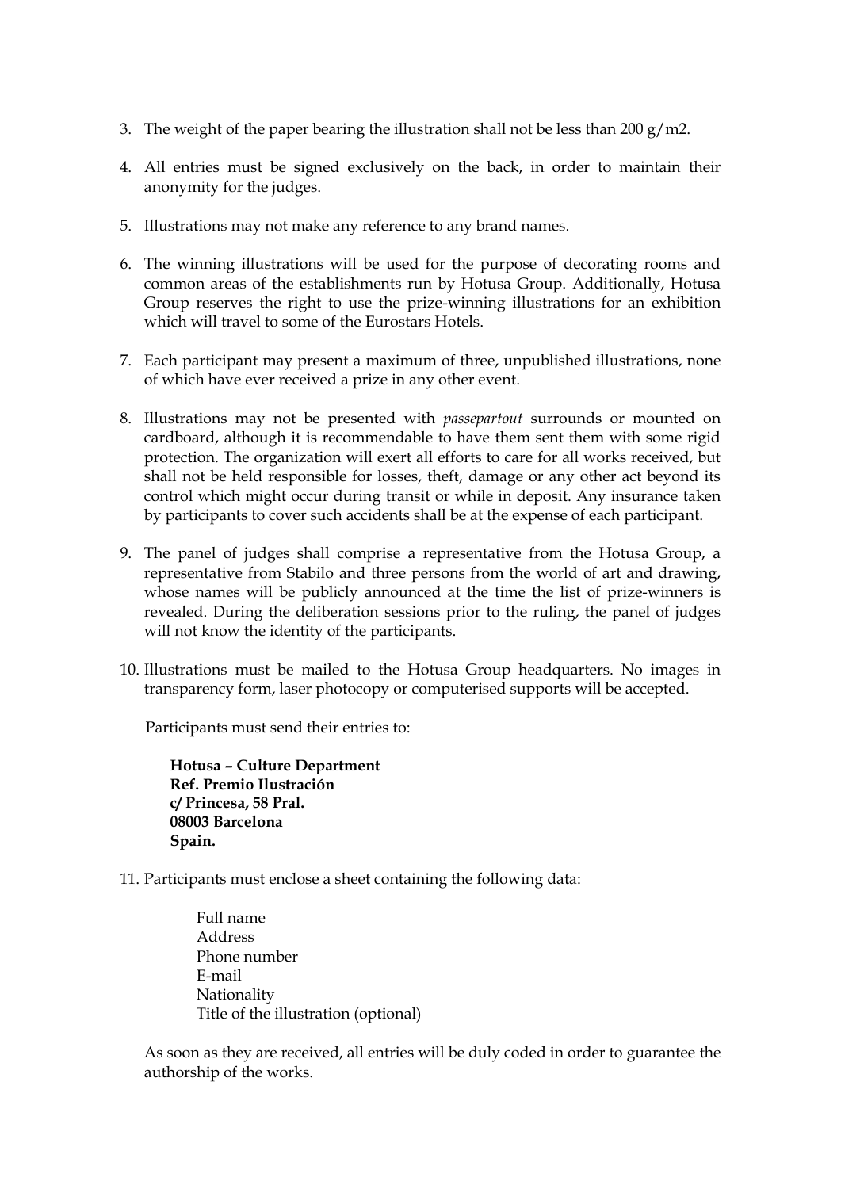3. The weight of the paper bearing the illustration shall not be less than 200 g/m2.

4. All entries must be signed exclusively on the back, in order to maintain their anonymity for the judges.

5. Illustrations may not make any reference to any brand names.

6. The winning illustrations will be used for the purpose of decorating rooms and common areas of the establishments run by Hotusa Group. Additionally, Hotusa Group reserves the right to use the prize-winning illustrations for an exhibition which will travel to some of the Eurostars Hotels.

7. Each participant may present a maximum of three, unpublished illustrations, none of which have ever received a prize in any other event.

8. Illustrations may not be presented with *passepartout* surrounds or mounted on cardboard, although it is recommendable to have them sent them with some rigid protection. The organization will exert all efforts to care for all works received, but shall not be held responsible for losses, theft, damage or any other act beyond its control which might occur during transit or while in deposit. Any insurance taken by participants to cover such accidents shall be at the expense of each participant.

9. The panel of judges shall comprise a representative from the Hotusa Group, a representative from Stabilo and three persons from the world of art and drawing, whose names will be publicly announced at the time the list of prize-winners is revealed. During the deliberation sessions prior to the ruling, the panel of judges will not know the identity of the participants.

10. Illustrations must be mailed to the Hotusa Group headquarters. No images in transparency form, laser photocopy or computerised supports will be accepted.

    Participants must send their entries to:

    **Hotusa – Culture Department**
    **Ref. Premio Ilustración**
    **c/ Princesa, 58 Pral.**
    **08003 Barcelona**
    **Spain.**

11. Participants must enclose a sheet containing the following data:

    Full name
    Address
    Phone number
    E-mail
    Nationality
    Title of the illustration (optional)

    As soon as they are received, all entries will be duly coded in order to guarantee the authorship of the works.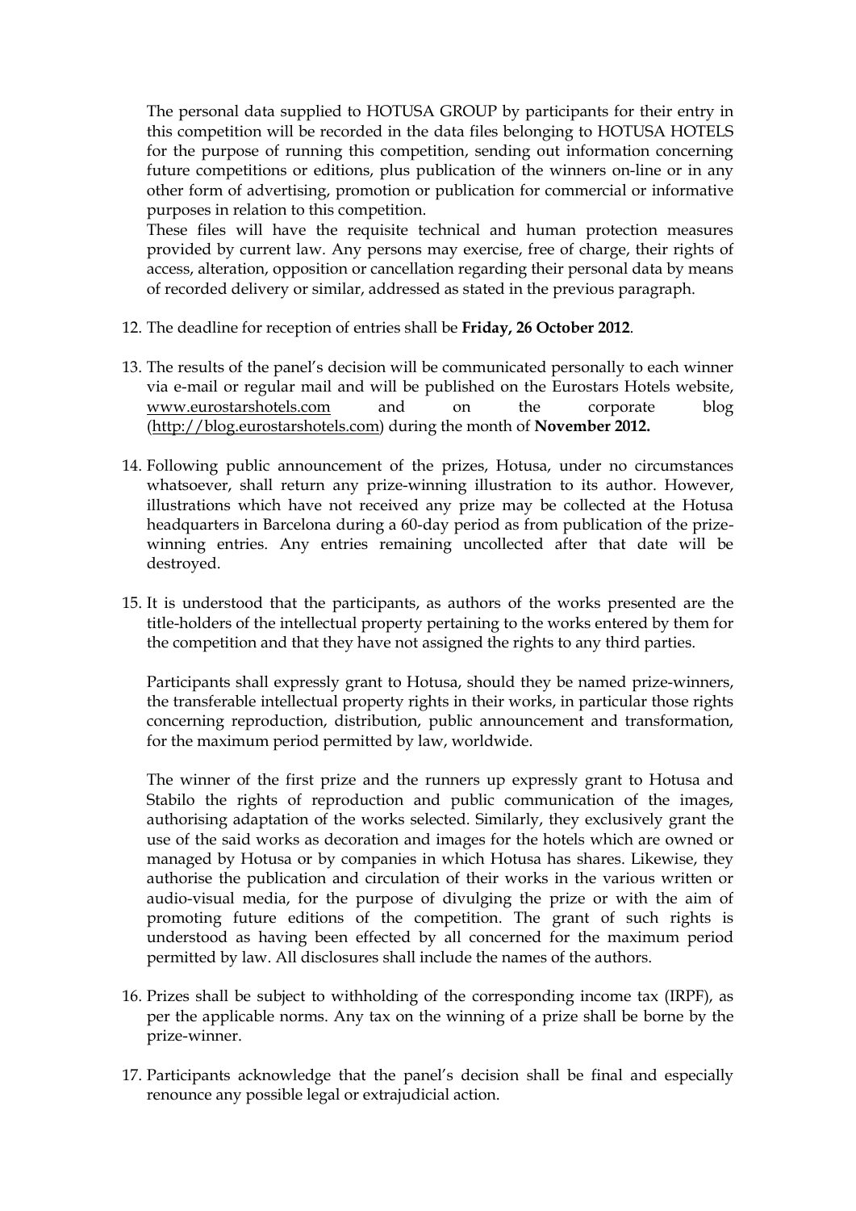The personal data supplied to HOTUSA GROUP by participants for their entry in this competition will be recorded in the data files belonging to HOTUSA HOTELS for the purpose of running this competition, sending out information concerning future competitions or editions, plus publication of the winners on-line or in any other form of advertising, promotion or publication for commercial or informative purposes in relation to this competition.

These files will have the requisite technical and human protection measures provided by current law. Any persons may exercise, free of charge, their rights of access, alteration, opposition or cancellation regarding their personal data by means of recorded delivery or similar, addressed as stated in the previous paragraph.

12. The deadline for reception of entries shall be **Friday, 26 October 2012**.

13. The results of the panel's decision will be communicated personally to each winner via e-mail or regular mail and will be published on the Eurostars Hotels website, www.eurostarshotels.com and on the corporate blog (http://blog.eurostarshotels.com) during the month of **November 2012.**

14. Following public announcement of the prizes, Hotusa, under no circumstances whatsoever, shall return any prize-winning illustration to its author. However, illustrations which have not received any prize may be collected at the Hotusa headquarters in Barcelona during a 60-day period as from publication of the prize-winning entries. Any entries remaining uncollected after that date will be destroyed.

15. It is understood that the participants, as authors of the works presented are the title-holders of the intellectual property pertaining to the works entered by them for the competition and that they have not assigned the rights to any third parties.

    Participants shall expressly grant to Hotusa, should they be named prize-winners, the transferable intellectual property rights in their works, in particular those rights concerning reproduction, distribution, public announcement and transformation, for the maximum period permitted by law, worldwide.

    The winner of the first prize and the runners up expressly grant to Hotusa and Stabilo the rights of reproduction and public communication of the images, authorising adaptation of the works selected. Similarly, they exclusively grant the use of the said works as decoration and images for the hotels which are owned or managed by Hotusa or by companies in which Hotusa has shares. Likewise, they authorise the publication and circulation of their works in the various written or audio-visual media, for the purpose of divulging the prize or with the aim of promoting future editions of the competition. The grant of such rights is understood as having been effected by all concerned for the maximum period permitted by law. All disclosures shall include the names of the authors.

16. Prizes shall be subject to withholding of the corresponding income tax (IRPF), as per the applicable norms. Any tax on the winning of a prize shall be borne by the prize-winner.

17. Participants acknowledge that the panel's decision shall be final and especially renounce any possible legal or extrajudicial action.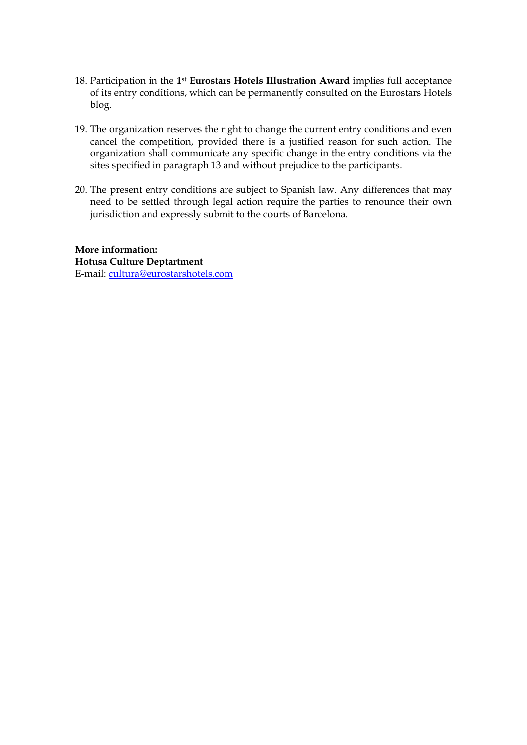18. Participation in the **1st Eurostars Hotels Illustration Award** implies full acceptance of its entry conditions, which can be permanently consulted on the Eurostars Hotels blog.

19. The organization reserves the right to change the current entry conditions and even cancel the competition, provided there is a justified reason for such action. The organization shall communicate any specific change in the entry conditions via the sites specified in paragraph 13 and without prejudice to the participants.

20. The present entry conditions are subject to Spanish law. Any differences that may need to be settled through legal action require the parties to renounce their own jurisdiction and expressly submit to the courts of Barcelona.

**More information:**
**Hotusa Culture Deptartment**
E-mail: cultura@eurostarshotels.com